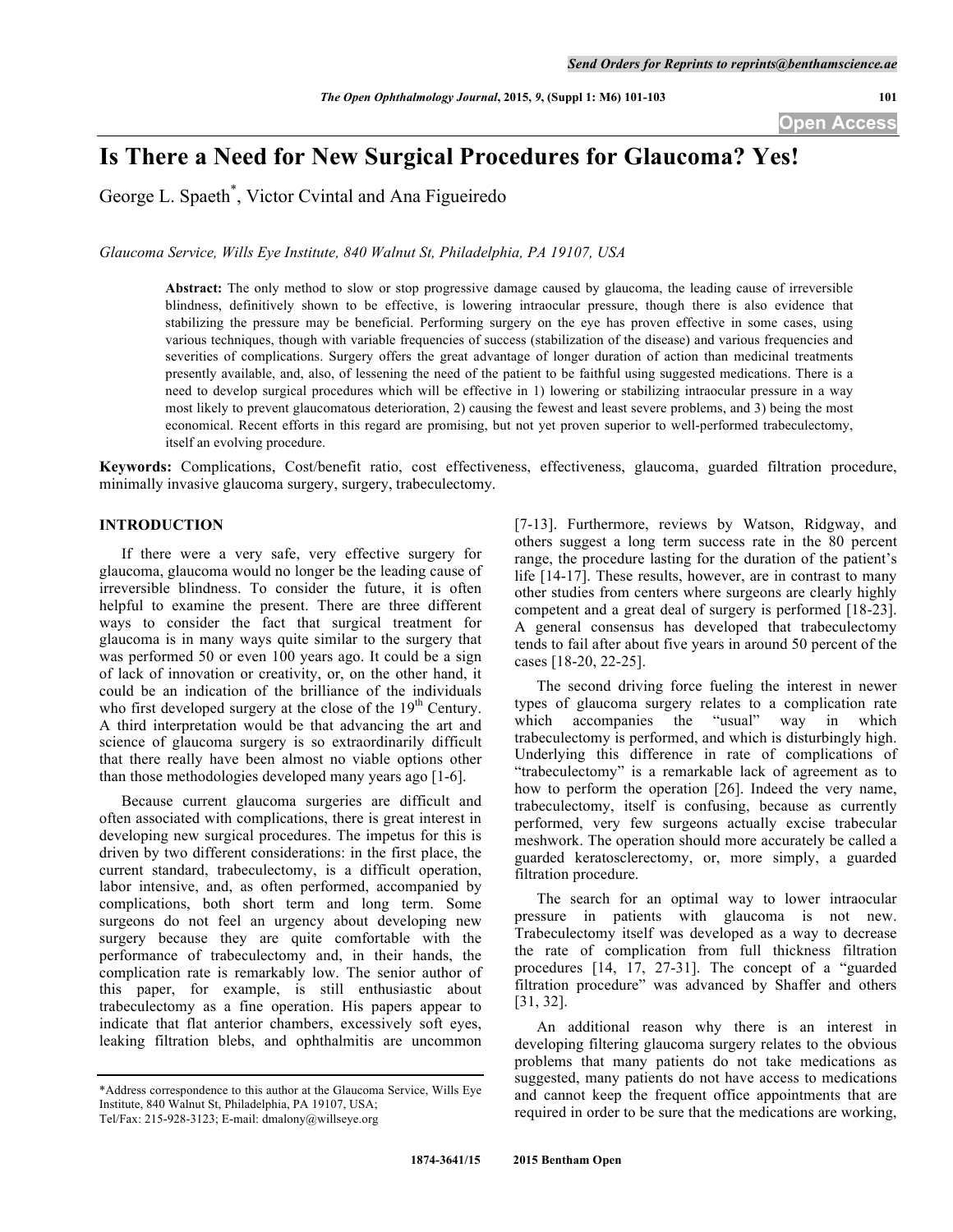# Is There a Need for New Surgical Procedures for Glaucoma? Yes!

George L. Spaeth[*], Victor Cvintal and Ana Figueiredo

*Glaucoma Service, Wills Eye Institute, 840 Walnut St, Philadelphia, PA 19107, USA*

**Abstract:** The only method to slow or stop progressive damage caused by glaucoma, the leading cause of irreversible blindness, definitively shown to be effective, is lowering intraocular pressure, though there is also evidence that stabilizing the pressure may be beneficial. Performing surgery on the eye has proven effective in some cases, using various techniques, though with variable frequencies of success (stabilization of the disease) and various frequencies and severities of complications. Surgery offers the great advantage of longer duration of action than medicinal treatments presently available, and, also, of lessening the need of the patient to be faithful using suggested medications. There is a need to develop surgical procedures which will be effective in 1) lowering or stabilizing intraocular pressure in a way most likely to prevent glaucomatous deterioration, 2) causing the fewest and least severe problems, and 3) being the most economical. Recent efforts in this regard are promising, but not yet proven superior to well-performed trabeculectomy, itself an evolving procedure.

**Keywords:** Complications, Cost/benefit ratio, cost effectiveness, effectiveness, glaucoma, guarded filtration procedure, minimally invasive glaucoma surgery, surgery, trabeculectomy.

## INTRODUCTION

If there were a very safe, very effective surgery for glaucoma, glaucoma would no longer be the leading cause of irreversible blindness. To consider the future, it is often helpful to examine the present. There are three different ways to consider the fact that surgical treatment for glaucoma is in many ways quite similar to the surgery that was performed 50 or even 100 years ago. It could be a sign of lack of innovation or creativity, or, on the other hand, it could be an indication of the brilliance of the individuals who first developed surgery at the close of the 19th Century. A third interpretation would be that advancing the art and science of glaucoma surgery is so extraordinarily difficult that there really have been almost no viable options other than those methodologies developed many years ago [1-6].

Because current glaucoma surgeries are difficult and often associated with complications, there is great interest in developing new surgical procedures. The impetus for this is driven by two different considerations: in the first place, the current standard, trabeculectomy, is a difficult operation, labor intensive, and, as often performed, accompanied by complications, both short term and long term. Some surgeons do not feel an urgency about developing new surgery because they are quite comfortable with the performance of trabeculectomy and, in their hands, the complication rate is remarkably low. The senior author of this paper, for example, is still enthusiastic about trabeculectomy as a fine operation. His papers appear to indicate that flat anterior chambers, excessively soft eyes, leaking filtration blebs, and ophthalmitis are uncommon [7-13]. Furthermore, reviews by Watson, Ridgway, and others suggest a long term success rate in the 80 percent range, the procedure lasting for the duration of the patient's life [14-17]. These results, however, are in contrast to many other studies from centers where surgeons are clearly highly competent and a great deal of surgery is performed [18-23]. A general consensus has developed that trabeculectomy tends to fail after about five years in around 50 percent of the cases [18-20, 22-25].

The second driving force fueling the interest in newer types of glaucoma surgery relates to a complication rate which accompanies the "usual" way in which trabeculectomy is performed, and which is disturbingly high. Underlying this difference in rate of complications of "trabeculectomy" is a remarkable lack of agreement as to how to perform the operation [26]. Indeed the very name, trabeculectomy, itself is confusing, because as currently performed, very few surgeons actually excise trabecular meshwork. The operation should more accurately be called a guarded keratosclerectomy, or, more simply, a guarded filtration procedure.

The search for an optimal way to lower intraocular pressure in patients with glaucoma is not new. Trabeculectomy itself was developed as a way to decrease the rate of complication from full thickness filtration procedures [14, 17, 27-31]. The concept of a "guarded filtration procedure" was advanced by Shaffer and others [31, 32].

An additional reason why there is an interest in developing filtering glaucoma surgery relates to the obvious problems that many patients do not take medications as suggested, many patients do not have access to medications and cannot keep the frequent office appointments that are required in order to be sure that the medications are working,

*Address correspondence to this author at the Glaucoma Service, Wills Eye Institute, 840 Walnut St, Philadelphia, PA 19107, USA; Tel/Fax: 215-928-3123; E-mail: dmalony@willseye.org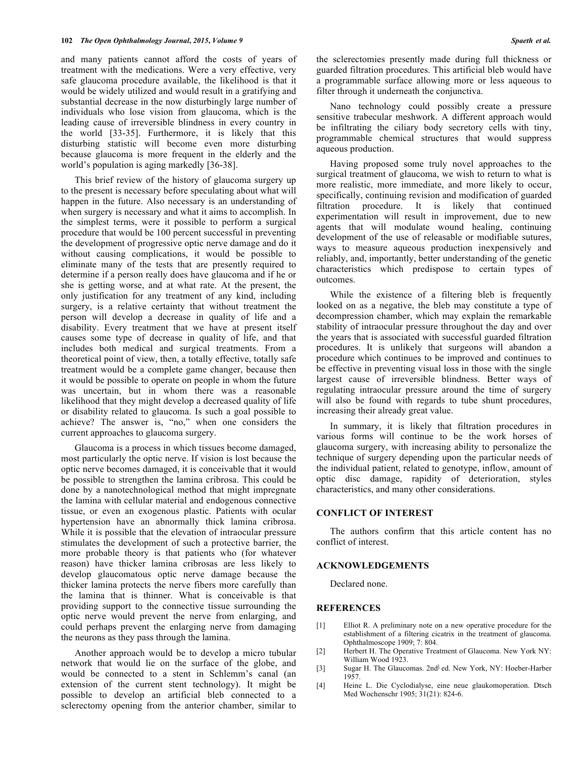and many patients cannot afford the costs of years of treatment with the medications. Were a very effective, very safe glaucoma procedure available, the likelihood is that it would be widely utilized and would result in a gratifying and substantial decrease in the now disturbingly large number of individuals who lose vision from glaucoma, which is the leading cause of irreversible blindness in every country in the world [33-35]. Furthermore, it is likely that this disturbing statistic will become even more disturbing because glaucoma is more frequent in the elderly and the world's population is aging markedly [36-38].

This brief review of the history of glaucoma surgery up to the present is necessary before speculating about what will happen in the future. Also necessary is an understanding of when surgery is necessary and what it aims to accomplish. In the simplest terms, were it possible to perform a surgical procedure that would be 100 percent successful in preventing the development of progressive optic nerve damage and do it without causing complications, it would be possible to eliminate many of the tests that are presently required to determine if a person really does have glaucoma and if he or she is getting worse, and at what rate. At the present, the only justification for any treatment of any kind, including surgery, is a relative certainty that without treatment the person will develop a decrease in quality of life and a disability. Every treatment that we have at present itself causes some type of decrease in quality of life, and that includes both medical and surgical treatments. From a theoretical point of view, then, a totally effective, totally safe treatment would be a complete game changer, because then it would be possible to operate on people in whom the future was uncertain, but in whom there was a reasonable likelihood that they might develop a decreased quality of life or disability related to glaucoma. Is such a goal possible to achieve? The answer is, "no," when one considers the current approaches to glaucoma surgery.

Glaucoma is a process in which tissues become damaged, most particularly the optic nerve. If vision is lost because the optic nerve becomes damaged, it is conceivable that it would be possible to strengthen the lamina cribrosa. This could be done by a nanotechnological method that might impregnate the lamina with cellular material and endogenous connective tissue, or even an exogenous plastic. Patients with ocular hypertension have an abnormally thick lamina cribrosa. While it is possible that the elevation of intraocular pressure stimulates the development of such a protective barrier, the more probable theory is that patients who (for whatever reason) have thicker lamina cribrosas are less likely to develop glaucomatous optic nerve damage because the thicker lamina protects the nerve fibers more carefully than the lamina that is thinner. What is conceivable is that providing support to the connective tissue surrounding the optic nerve would prevent the nerve from enlarging, and could perhaps prevent the enlarging nerve from damaging the neurons as they pass through the lamina.

Another approach would be to develop a micro tubular network that would lie on the surface of the globe, and would be connected to a stent in Schlemm's canal (an extension of the current stent technology). It might be possible to develop an artificial bleb connected to a sclerectomy opening from the anterior chamber, similar to the sclerectomies presently made during full thickness or guarded filtration procedures. This artificial bleb would have a programmable surface allowing more or less aqueous to filter through it underneath the conjunctiva.

Nano technology could possibly create a pressure sensitive trabecular meshwork. A different approach would be infiltrating the ciliary body secretory cells with tiny, programmable chemical structures that would suppress aqueous production.

Having proposed some truly novel approaches to the surgical treatment of glaucoma, we wish to return to what is more realistic, more immediate, and more likely to occur, specifically, continuing revision and modification of guarded filtration procedure. It is likely that continued experimentation will result in improvement, due to new agents that will modulate wound healing, continuing development of the use of releasable or modifiable sutures, ways to measure aqueous production inexpensively and reliably, and, importantly, better understanding of the genetic characteristics which predispose to certain types of outcomes.

While the existence of a filtering bleb is frequently looked on as a negative, the bleb may constitute a type of decompression chamber, which may explain the remarkable stability of intraocular pressure throughout the day and over the years that is associated with successful guarded filtration procedures. It is unlikely that surgeons will abandon a procedure which continues to be improved and continues to be effective in preventing visual loss in those with the single largest cause of irreversible blindness. Better ways of regulating intraocular pressure around the time of surgery will also be found with regards to tube shunt procedures, increasing their already great value.

In summary, it is likely that filtration procedures in various forms will continue to be the work horses of glaucoma surgery, with increasing ability to personalize the technique of surgery depending upon the particular needs of the individual patient, related to genotype, inflow, amount of optic disc damage, rapidity of deterioration, styles characteristics, and many other considerations.

## CONFLICT OF INTEREST

The authors confirm that this article content has no conflict of interest.

## ACKNOWLEDGEMENTS

Declared none.

## REFERENCES

[1] Elliot R. A preliminary note on a new operative procedure for the establishment of a filtering cicatrix in the treatment of glaucoma. Ophthalmoscope 1909; 7: 804.

[2] Herbert H. The Operative Treatment of Glaucoma. New York NY: William Wood 1923.

[3] Sugar H. The Glaucomas. 2nd ed. New York, NY: Hoeber-Harber 1957.

[4] Heine L. Die Cyclodialyse, eine neue glaukomoperation. Dtsch Med Wochenschr 1905; 31(21): 824-6.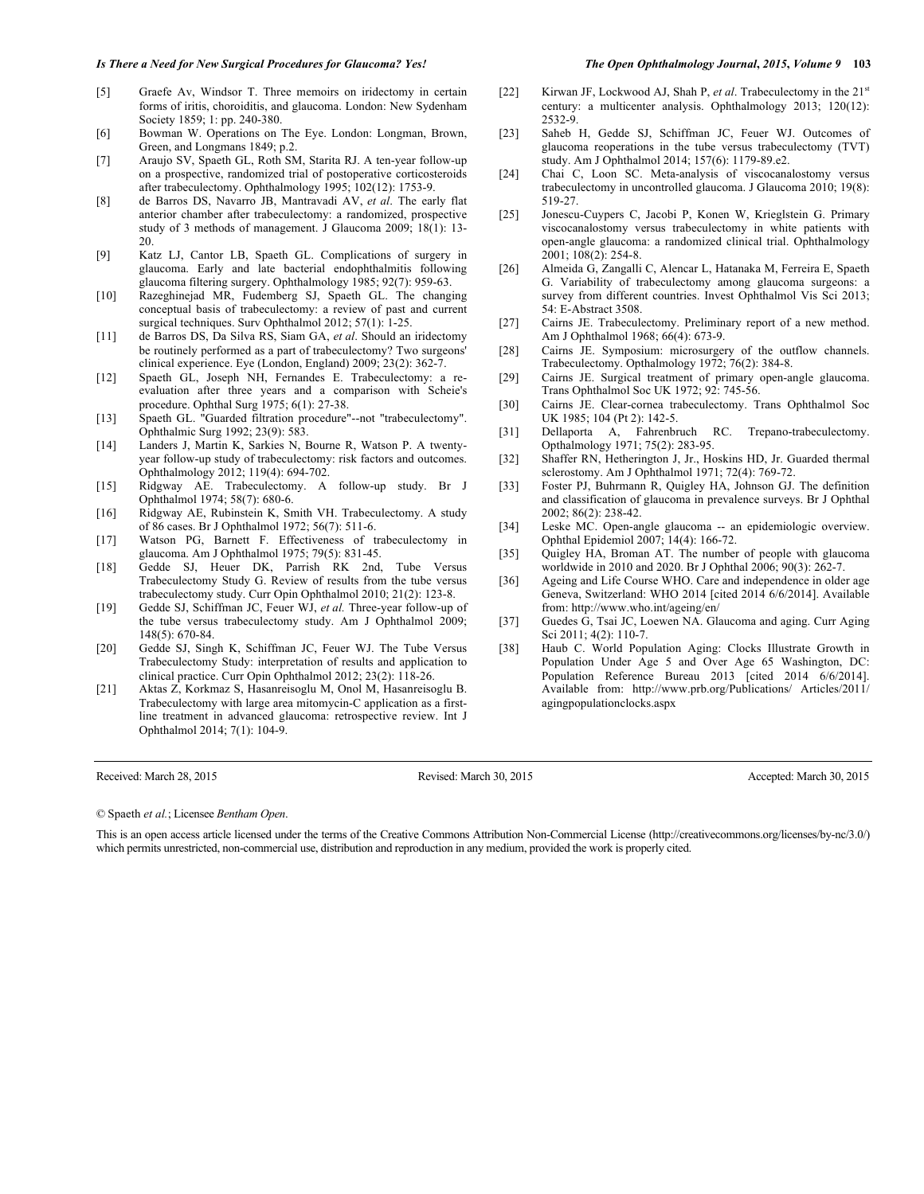[5] Graefe Av, Windsor T. Three memoirs on iridectomy in certain forms of iritis, choroiditis, and glaucoma. London: New Sydenham Society 1859; 1: pp. 240-380.

[6] Bowman W. Operations on The Eye. London: Longman, Brown, Green, and Longmans 1849; p.2.

[7] Araujo SV, Spaeth GL, Roth SM, Starita RJ. A ten-year follow-up on a prospective, randomized trial of postoperative corticosteroids after trabeculectomy. Ophthalmology 1995; 102(12): 1753-9.

[8] de Barros DS, Navarro JB, Mantravadi AV, *et al*. The early flat anterior chamber after trabeculectomy: a randomized, prospective study of 3 methods of management. J Glaucoma 2009; 18(1): 13-20.

[9] Katz LJ, Cantor LB, Spaeth GL. Complications of surgery in glaucoma. Early and late bacterial endophthalmitis following glaucoma filtering surgery. Ophthalmology 1985; 92(7): 959-63.

[10] Razeghinejad MR, Fudemberg SJ, Spaeth GL. The changing conceptual basis of trabeculectomy: a review of past and current surgical techniques. Surv Ophthalmol 2012; 57(1): 1-25.

[11] de Barros DS, Da Silva RS, Siam GA, *et al*. Should an iridectomy be routinely performed as a part of trabeculectomy? Two surgeons' clinical experience. Eye (London, England) 2009; 23(2): 362-7.

[12] Spaeth GL, Joseph NH, Fernandes E. Trabeculectomy: a re-evaluation after three years and a comparison with Scheie's procedure. Ophthal Surg 1975; 6(1): 27-38.

[13] Spaeth GL. "Guarded filtration procedure"--not "trabeculectomy". Ophthalmic Surg 1992; 23(9): 583.

[14] Landers J, Martin K, Sarkies N, Bourne R, Watson P. A twenty-year follow-up study of trabeculectomy: risk factors and outcomes. Ophthalmology 2012; 119(4): 694-702.

[15] Ridgway AE. Trabeculectomy. A follow-up study. Br J Ophthalmol 1974; 58(7): 680-6.

[16] Ridgway AE, Rubinstein K, Smith VH. Trabeculectomy. A study of 86 cases. Br J Ophthalmol 1972; 56(7): 511-6.

[17] Watson PG, Barnett F. Effectiveness of trabeculectomy in glaucoma. Am J Ophthalmol 1975; 79(5): 831-45.

[18] Gedde SJ, Heuer DK, Parrish RK 2nd, Tube Versus Trabeculectomy Study G. Review of results from the tube versus trabeculectomy study. Curr Opin Ophthalmol 2010; 21(2): 123-8.

[19] Gedde SJ, Schiffman JC, Feuer WJ, *et al.* Three-year follow-up of the tube versus trabeculectomy study. Am J Ophthalmol 2009; 148(5): 670-84.

[20] Gedde SJ, Singh K, Schiffman JC, Feuer WJ. The Tube Versus Trabeculectomy Study: interpretation of results and application to clinical practice. Curr Opin Ophthalmol 2012; 23(2): 118-26.

[21] Aktas Z, Korkmaz S, Hasanreisoglu M, Onol M, Hasanreisoglu B. Trabeculectomy with large area mitomycin-C application as a first-line treatment in advanced glaucoma: retrospective review. Int J Ophthalmol 2014; 7(1): 104-9.

[22] Kirwan JF, Lockwood AJ, Shah P, *et al*. Trabeculectomy in the 21st century: a multicenter analysis. Ophthalmology 2013; 120(12): 2532-9.

[23] Saheb H, Gedde SJ, Schiffman JC, Feuer WJ. Outcomes of glaucoma reoperations in the tube versus trabeculectomy (TVT) study. Am J Ophthalmol 2014; 157(6): 1179-89.e2.

[24] Chai C, Loon SC. Meta-analysis of viscocanalostomy versus trabeculectomy in uncontrolled glaucoma. J Glaucoma 2010; 19(8): 519-27.

[25] Jonescu-Cuypers C, Jacobi P, Konen W, Krieglstein G. Primary viscocanalostomy versus trabeculectomy in white patients with open-angle glaucoma: a randomized clinical trial. Ophthalmology 2001; 108(2): 254-8.

[26] Almeida G, Zangalli C, Alencar L, Hatanaka M, Ferreira E, Spaeth G. Variability of trabeculectomy among glaucoma surgeons: a survey from different countries. Invest Ophthalmol Vis Sci 2013; 54: E-Abstract 3508.

[27] Cairns JE. Trabeculectomy. Preliminary report of a new method. Am J Ophthalmol 1968; 66(4): 673-9.

[28] Cairns JE. Symposium: microsurgery of the outflow channels. Trabeculectomy. Opthalmology 1972; 76(2): 384-8.

[29] Cairns JE. Surgical treatment of primary open-angle glaucoma. Trans Ophthalmol Soc UK 1972; 92: 745-56.

[30] Cairns JE. Clear-cornea trabeculectomy. Trans Ophthalmol Soc UK 1985; 104 (Pt 2): 142-5.

[31] Dellaporta A, Fahrenbruch RC. Trepano-trabeculectomy. Opthalmology 1971; 75(2): 283-95.

[32] Shaffer RN, Hetherington J, Jr., Hoskins HD, Jr. Guarded thermal sclerostomy. Am J Ophthalmol 1971; 72(4): 769-72.

[33] Foster PJ, Buhrmann R, Quigley HA, Johnson GJ. The definition and classification of glaucoma in prevalence surveys. Br J Ophthal 2002; 86(2): 238-42.

[34] Leske MC. Open-angle glaucoma -- an epidemiologic overview. Ophthal Epidemiol 2007; 14(4): 166-72.

[35] Quigley HA, Broman AT. The number of people with glaucoma worldwide in 2010 and 2020. Br J Ophthal 2006; 90(3): 262-7.

[36] Ageing and Life Course WHO. Care and independence in older age Geneva, Switzerland: WHO 2014 [cited 2014 6/6/2014]. Available from: http://www.who.int/ageing/en/

[37] Guedes G, Tsai JC, Loewen NA. Glaucoma and aging. Curr Aging Sci 2011; 4(2): 110-7.

[38] Haub C. World Population Aging: Clocks Illustrate Growth in Population Under Age 5 and Over Age 65 Washington, DC: Population Reference Bureau 2013 [cited 2014 6/6/2014]. Available from: http://www.prb.org/Publications/ Articles/2011/agingpopulationclocks.aspx

Received: March 28, 2015 Revised: March 30, 2015 Accepted: March 30, 2015

© Spaeth *et al.*; Licensee *Bentham Open*.

This is an open access article licensed under the terms of the Creative Commons Attribution Non-Commercial License (http://creativecommons.org/licenses/by-nc/3.0/) which permits unrestricted, non-commercial use, distribution and reproduction in any medium, provided the work is properly cited.